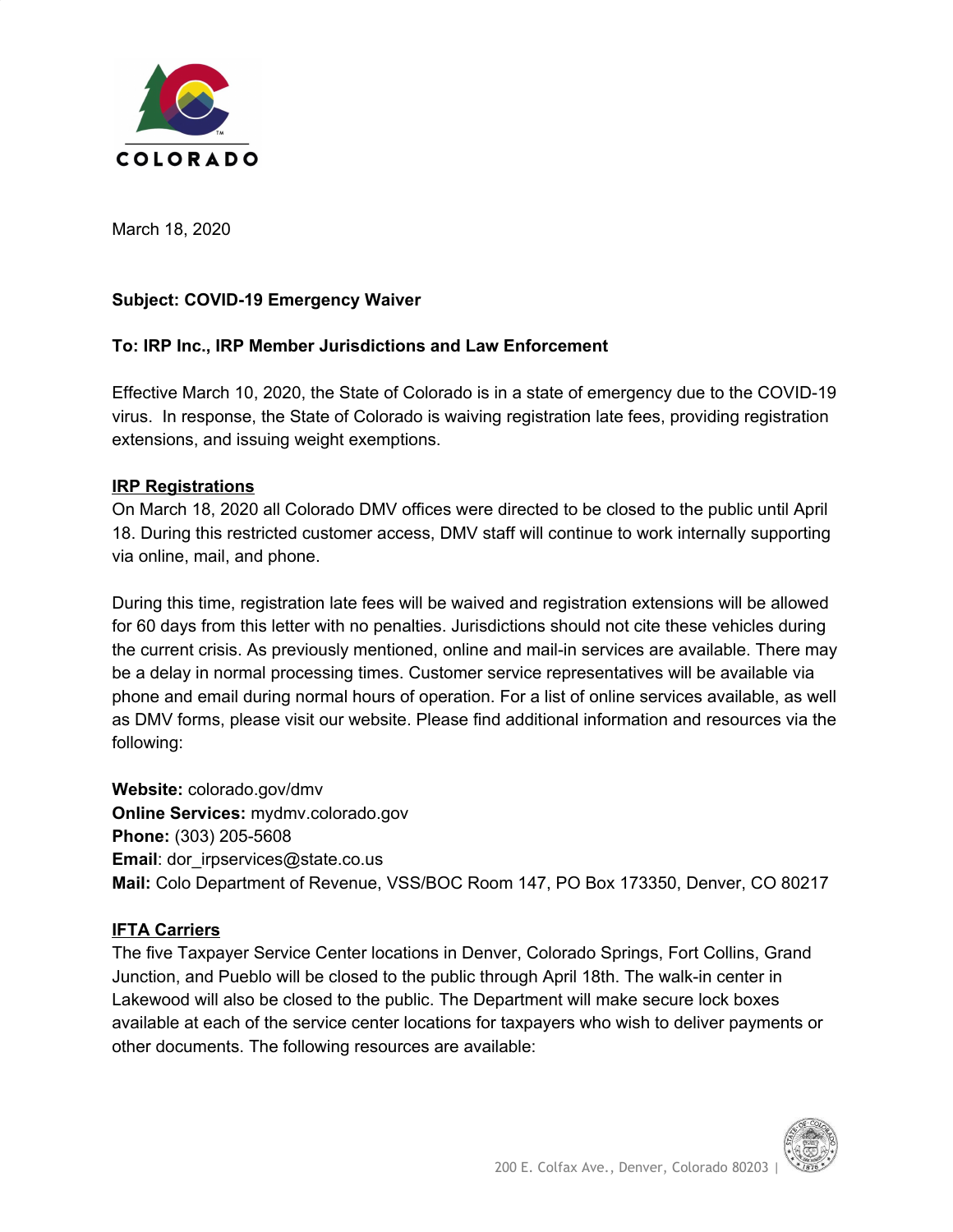COLORADO

March 18, 2020

**Subject: COVID-19 Emergency Waiver**

**To: IRP Inc., IRP Member Jurisdictions and Law Enforcement**

Effective March 10, 2020, the State of Colorado is in a state of emergency due to the COVID-19 virus. In response, the State of Colorado is waiving registration late fees, providing registration extensions, and issuing weight exemptions.

## IRP Registrations

On March 18, 2020 all Colorado DMV offices were directed to be closed to the public until April 18. During this restricted customer access, DMV staff will continue to work internally supporting via online, mail, and phone.

During this time, registration late fees will be waived and registration extensions will be allowed for 60 days from this letter with no penalties. Jurisdictions should not cite these vehicles during the current crisis. As previously mentioned, online and mail-in services are available. There may be a delay in normal processing times. Customer service representatives will be available via phone and email during normal hours of operation. For a list of online services available, as well as DMV forms, please visit our website. Please find additional information and resources via the following:

**Website:** colorado.gov/dmv
**Online Services:** mydmv.colorado.gov
**Phone:** (303) 205-5608
**Email**: dor_irpservices@state.co.us
**Mail:** Colo Department of Revenue, VSS/BOC Room 147, PO Box 173350, Denver, CO 80217

## IFTA Carriers

The five Taxpayer Service Center locations in Denver, Colorado Springs, Fort Collins, Grand Junction, and Pueblo will be closed to the public through April 18th. The walk-in center in Lakewood will also be closed to the public. The Department will make secure lock boxes available at each of the service center locations for taxpayers who wish to deliver payments or other documents. The following resources are available: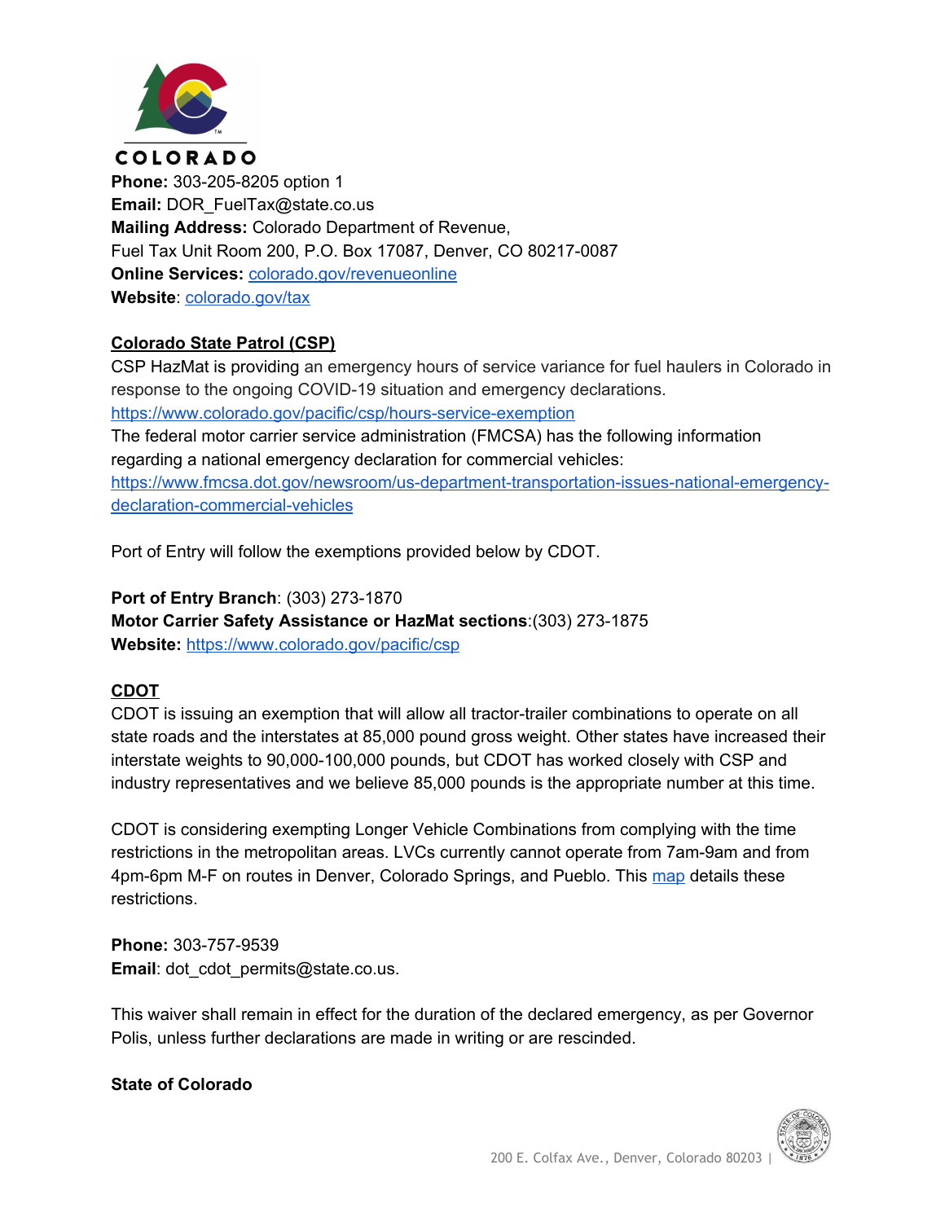COLORADO

**Phone:** 303-205-8205 option 1
**Email:** DOR_FuelTax@state.co.us
**Mailing Address:** Colorado Department of Revenue,
Fuel Tax Unit Room 200, P.O. Box 17087, Denver, CO 80217-0087
**Online Services:** [colorado.gov/revenueonline](colorado.gov/revenueonline)
**Website**: [colorado.gov/tax](colorado.gov/tax)

## Colorado State Patrol (CSP)

CSP HazMat is providing an emergency hours of service variance for fuel haulers in Colorado in response to the ongoing COVID-19 situation and emergency declarations.
https://www.colorado.gov/pacific/csp/hours-service-exemption
The federal motor carrier service administration (FMCSA) has the following information regarding a national emergency declaration for commercial vehicles:
https://www.fmcsa.dot.gov/newsroom/us-department-transportation-issues-national-emergency-declaration-commercial-vehicles

Port of Entry will follow the exemptions provided below by CDOT.

**Port of Entry Branch**: (303) 273-1870
**Motor Carrier Safety Assistance or HazMat sections**:(303) 273-1875
**Website:** https://www.colorado.gov/pacific/csp

## CDOT

CDOT is issuing an exemption that will allow all tractor-trailer combinations to operate on all state roads and the interstates at 85,000 pound gross weight. Other states have increased their interstate weights to 90,000-100,000 pounds, but CDOT has worked closely with CSP and industry representatives and we believe 85,000 pounds is the appropriate number at this time.

CDOT is considering exempting Longer Vehicle Combinations from complying with the time restrictions in the metropolitan areas. LVCs currently cannot operate from 7am-9am and from 4pm-6pm M-F on routes in Denver, Colorado Springs, and Pueblo. This map details these restrictions.

**Phone:** 303-757-9539
**Email**: dot_cdot_permits@state.co.us.

This waiver shall remain in effect for the duration of the declared emergency, as per Governor Polis, unless further declarations are made in writing or are rescinded.

**State of Colorado**

200 E. Colfax Ave., Denver, Colorado 80203